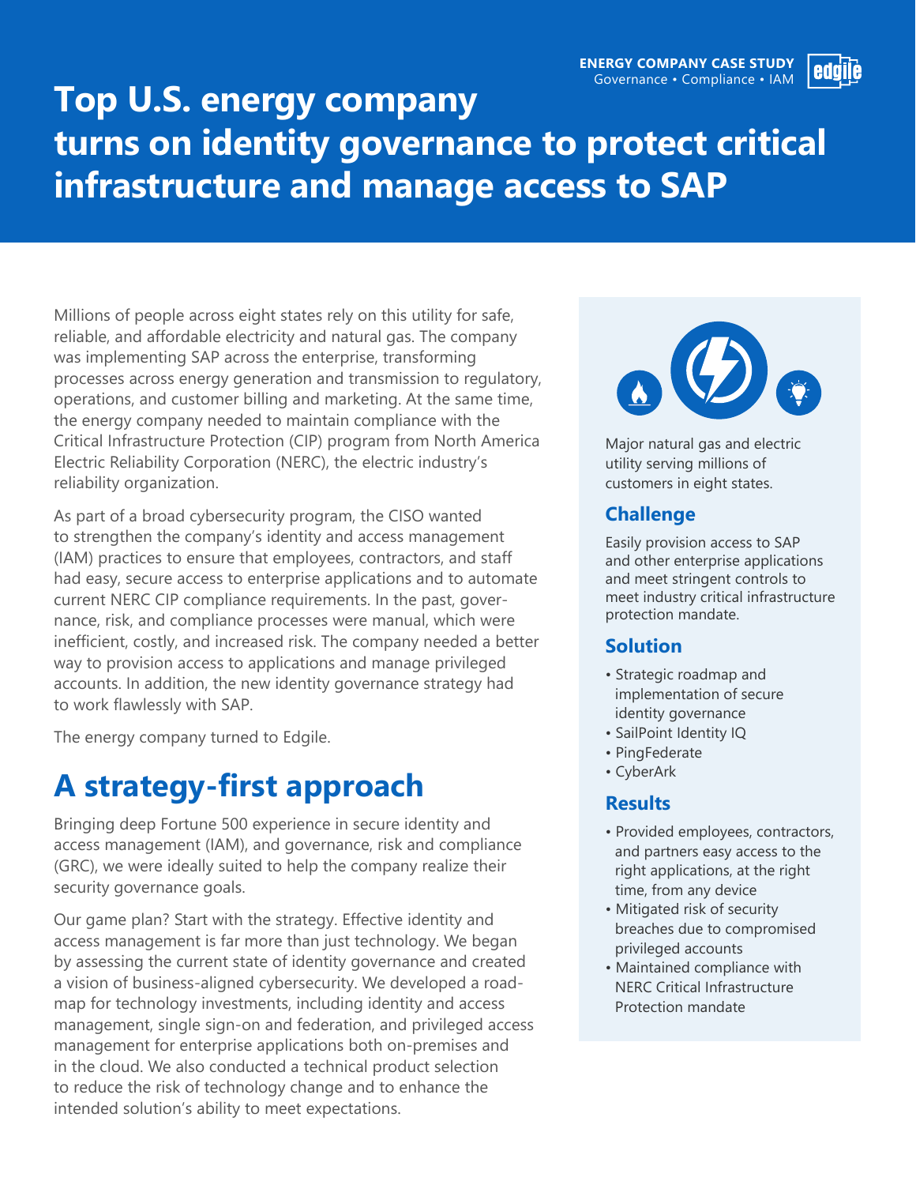**ENERGY COMPANY CASE STUDY**
Governance • Compliance • IAM

# Top U.S. energy company turns on identity governance to protect critical infrastructure and manage access to SAP

Millions of people across eight states rely on this utility for safe, reliable, and affordable electricity and natural gas. The company was implementing SAP across the enterprise, transforming processes across energy generation and transmission to regulatory, operations, and customer billing and marketing. At the same time, the energy company needed to maintain compliance with the Critical Infrastructure Protection (CIP) program from North America Electric Reliability Corporation (NERC), the electric industry's reliability organization.

As part of a broad cybersecurity program, the CISO wanted to strengthen the company's identity and access management (IAM) practices to ensure that employees, contractors, and staff had easy, secure access to enterprise applications and to automate current NERC CIP compliance requirements. In the past, governance, risk, and compliance processes were manual, which were inefficient, costly, and increased risk. The company needed a better way to provision access to applications and manage privileged accounts. In addition, the new identity governance strategy had to work flawlessly with SAP.

The energy company turned to Edgile.

## A strategy-first approach

Bringing deep Fortune 500 experience in secure identity and access management (IAM), and governance, risk and compliance (GRC), we were ideally suited to help the company realize their security governance goals.

Our game plan? Start with the strategy. Effective identity and access management is far more than just technology. We began by assessing the current state of identity governance and created a vision of business-aligned cybersecurity. We developed a roadmap for technology investments, including identity and access management, single sign-on and federation, and privileged access management for enterprise applications both on-premises and in the cloud. We also conducted a technical product selection to reduce the risk of technology change and to enhance the intended solution's ability to meet expectations.

Major natural gas and electric utility serving millions of customers in eight states.

### Challenge

Easily provision access to SAP and other enterprise applications and meet stringent controls to meet industry critical infrastructure protection mandate.

### Solution

- Strategic roadmap and implementation of secure identity governance
- SailPoint Identity IQ
- PingFederate
- CyberArk

### Results

- Provided employees, contractors, and partners easy access to the right applications, at the right time, from any device
- Mitigated risk of security breaches due to compromised privileged accounts
- Maintained compliance with NERC Critical Infrastructure Protection mandate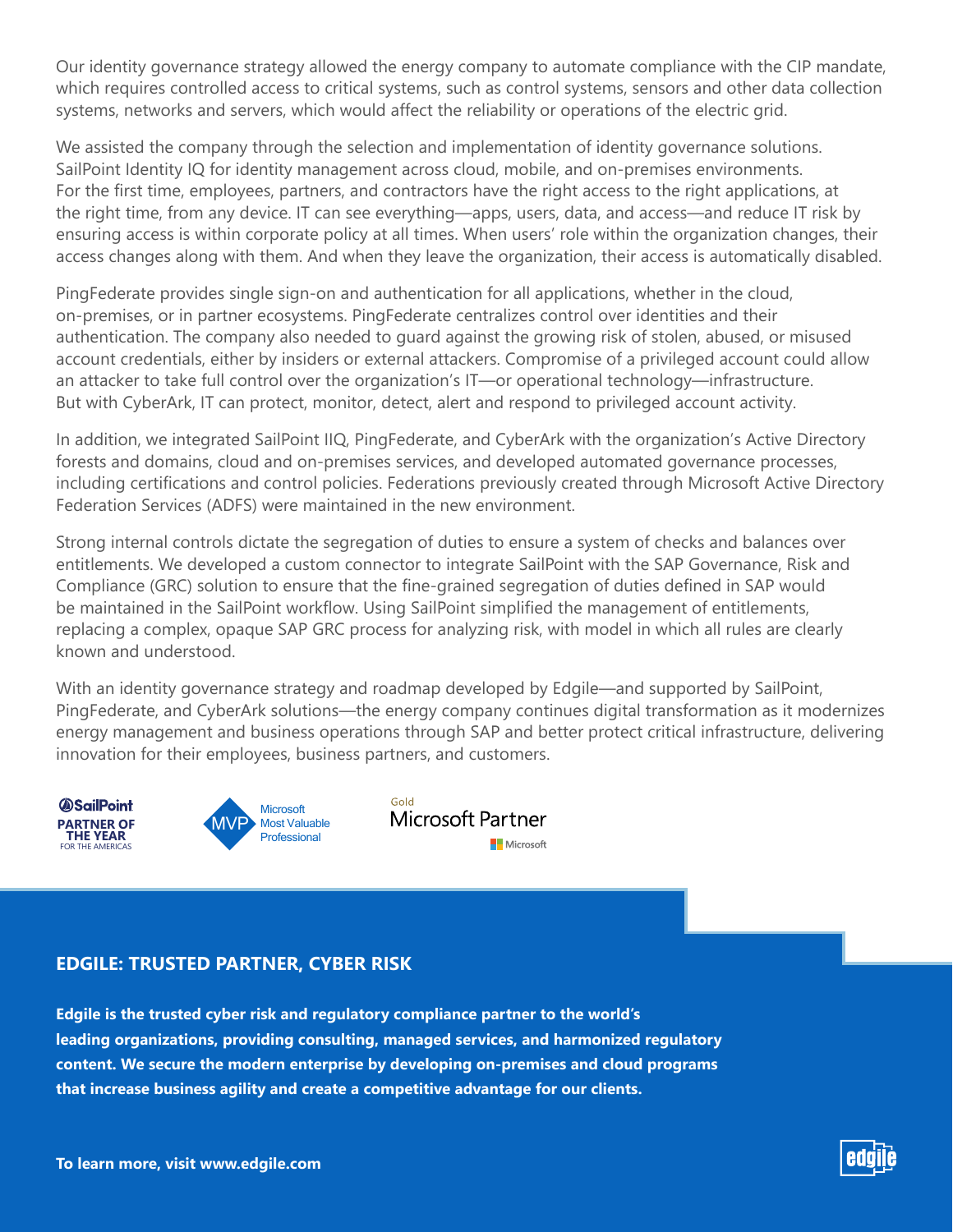Our identity governance strategy allowed the energy company to automate compliance with the CIP mandate, which requires controlled access to critical systems, such as control systems, sensors and other data collection systems, networks and servers, which would affect the reliability or operations of the electric grid.

We assisted the company through the selection and implementation of identity governance solutions. SailPoint Identity IQ for identity management across cloud, mobile, and on-premises environments. For the first time, employees, partners, and contractors have the right access to the right applications, at the right time, from any device. IT can see everything—apps, users, data, and access—and reduce IT risk by ensuring access is within corporate policy at all times. When users' role within the organization changes, their access changes along with them. And when they leave the organization, their access is automatically disabled.

PingFederate provides single sign-on and authentication for all applications, whether in the cloud, on-premises, or in partner ecosystems. PingFederate centralizes control over identities and their authentication. The company also needed to guard against the growing risk of stolen, abused, or misused account credentials, either by insiders or external attackers. Compromise of a privileged account could allow an attacker to take full control over the organization's IT—or operational technology—infrastructure. But with CyberArk, IT can protect, monitor, detect, alert and respond to privileged account activity.

In addition, we integrated SailPoint IIQ, PingFederate, and CyberArk with the organization's Active Directory forests and domains, cloud and on-premises services, and developed automated governance processes, including certifications and control policies. Federations previously created through Microsoft Active Directory Federation Services (ADFS) were maintained in the new environment.

Strong internal controls dictate the segregation of duties to ensure a system of checks and balances over entitlements. We developed a custom connector to integrate SailPoint with the SAP Governance, Risk and Compliance (GRC) solution to ensure that the fine-grained segregation of duties defined in SAP would be maintained in the SailPoint workflow. Using SailPoint simplified the management of entitlements, replacing a complex, opaque SAP GRC process for analyzing risk, with model in which all rules are clearly known and understood.

With an identity governance strategy and roadmap developed by Edgile—and supported by SailPoint, PingFederate, and CyberArk solutions—the energy company continues digital transformation as it modernizes energy management and business operations through SAP and better protect critical infrastructure, delivering innovation for their employees, business partners, and customers.

SailPoint PARTNER OF THE YEAR FOR THE AMERICAS

MVP Microsoft Most Valuable Professional

Gold Microsoft Partner Microsoft

## EDGILE: TRUSTED PARTNER, CYBER RISK

**Edgile is the trusted cyber risk and regulatory compliance partner to the world's leading organizations, providing consulting, managed services, and harmonized regulatory content. We secure the modern enterprise by developing on-premises and cloud programs that increase business agility and create a competitive advantage for our clients.**

**To learn more, visit www.edgile.com**

edgile